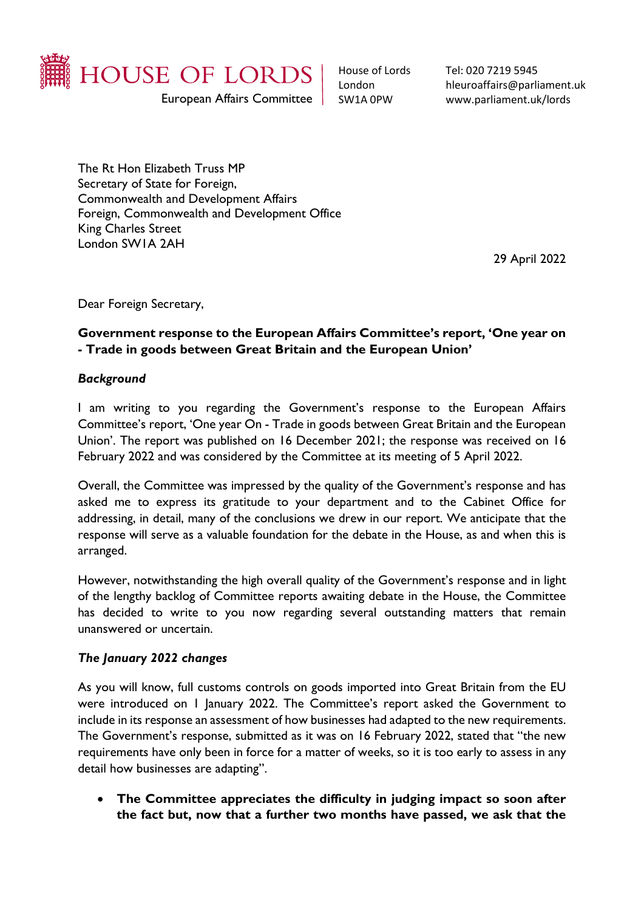HOUSE OF LORDS
European Affairs Committee

House of Lords
London
SW1A 0PW

Tel: 020 7219 5945
hleuroaffairs@parliament.uk
www.parliament.uk/lords

The Rt Hon Elizabeth Truss MP
Secretary of State for Foreign,
Commonwealth and Development Affairs
Foreign, Commonwealth and Development Office
King Charles Street
London SW1A 2AH

29 April 2022

Dear Foreign Secretary,

**Government response to the European Affairs Committee's report, 'One year on - Trade in goods between Great Britain and the European Union'**

***Background***

I am writing to you regarding the Government's response to the European Affairs Committee's report, 'One year On - Trade in goods between Great Britain and the European Union'. The report was published on 16 December 2021; the response was received on 16 February 2022 and was considered by the Committee at its meeting of 5 April 2022.

Overall, the Committee was impressed by the quality of the Government's response and has asked me to express its gratitude to your department and to the Cabinet Office for addressing, in detail, many of the conclusions we drew in our report. We anticipate that the response will serve as a valuable foundation for the debate in the House, as and when this is arranged.

However, notwithstanding the high overall quality of the Government's response and in light of the lengthy backlog of Committee reports awaiting debate in the House, the Committee has decided to write to you now regarding several outstanding matters that remain unanswered or uncertain.

***The January 2022 changes***

As you will know, full customs controls on goods imported into Great Britain from the EU were introduced on 1 January 2022. The Committee's report asked the Government to include in its response an assessment of how businesses had adapted to the new requirements. The Government's response, submitted as it was on 16 February 2022, stated that "the new requirements have only been in force for a matter of weeks, so it is too early to assess in any detail how businesses are adapting".

- **The Committee appreciates the difficulty in judging impact so soon after the fact but, now that a further two months have passed, we ask that the**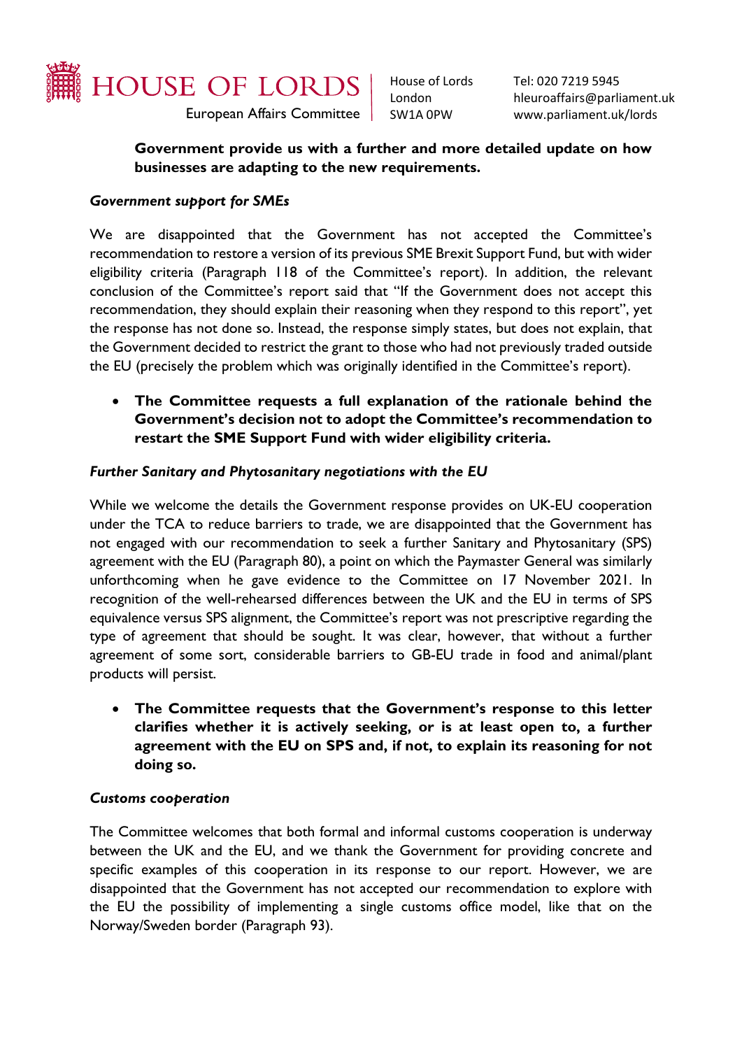**Government provide us with a further and more detailed update on how businesses are adapting to the new requirements.**

*Government support for SMEs*

We are disappointed that the Government has not accepted the Committee's recommendation to restore a version of its previous SME Brexit Support Fund, but with wider eligibility criteria (Paragraph 118 of the Committee's report). In addition, the relevant conclusion of the Committee's report said that "If the Government does not accept this recommendation, they should explain their reasoning when they respond to this report", yet the response has not done so. Instead, the response simply states, but does not explain, that the Government decided to restrict the grant to those who had not previously traded outside the EU (precisely the problem which was originally identified in the Committee's report).

- **The Committee requests a full explanation of the rationale behind the Government's decision not to adopt the Committee's recommendation to restart the SME Support Fund with wider eligibility criteria.**

*Further Sanitary and Phytosanitary negotiations with the EU*

While we welcome the details the Government response provides on UK-EU cooperation under the TCA to reduce barriers to trade, we are disappointed that the Government has not engaged with our recommendation to seek a further Sanitary and Phytosanitary (SPS) agreement with the EU (Paragraph 80), a point on which the Paymaster General was similarly unforthcoming when he gave evidence to the Committee on 17 November 2021. In recognition of the well-rehearsed differences between the UK and the EU in terms of SPS equivalence versus SPS alignment, the Committee's report was not prescriptive regarding the type of agreement that should be sought. It was clear, however, that without a further agreement of some sort, considerable barriers to GB-EU trade in food and animal/plant products will persist.

- **The Committee requests that the Government's response to this letter clarifies whether it is actively seeking, or is at least open to, a further agreement with the EU on SPS and, if not, to explain its reasoning for not doing so.**

*Customs cooperation*

The Committee welcomes that both formal and informal customs cooperation is underway between the UK and the EU, and we thank the Government for providing concrete and specific examples of this cooperation in its response to our report. However, we are disappointed that the Government has not accepted our recommendation to explore with the EU the possibility of implementing a single customs office model, like that on the Norway/Sweden border (Paragraph 93).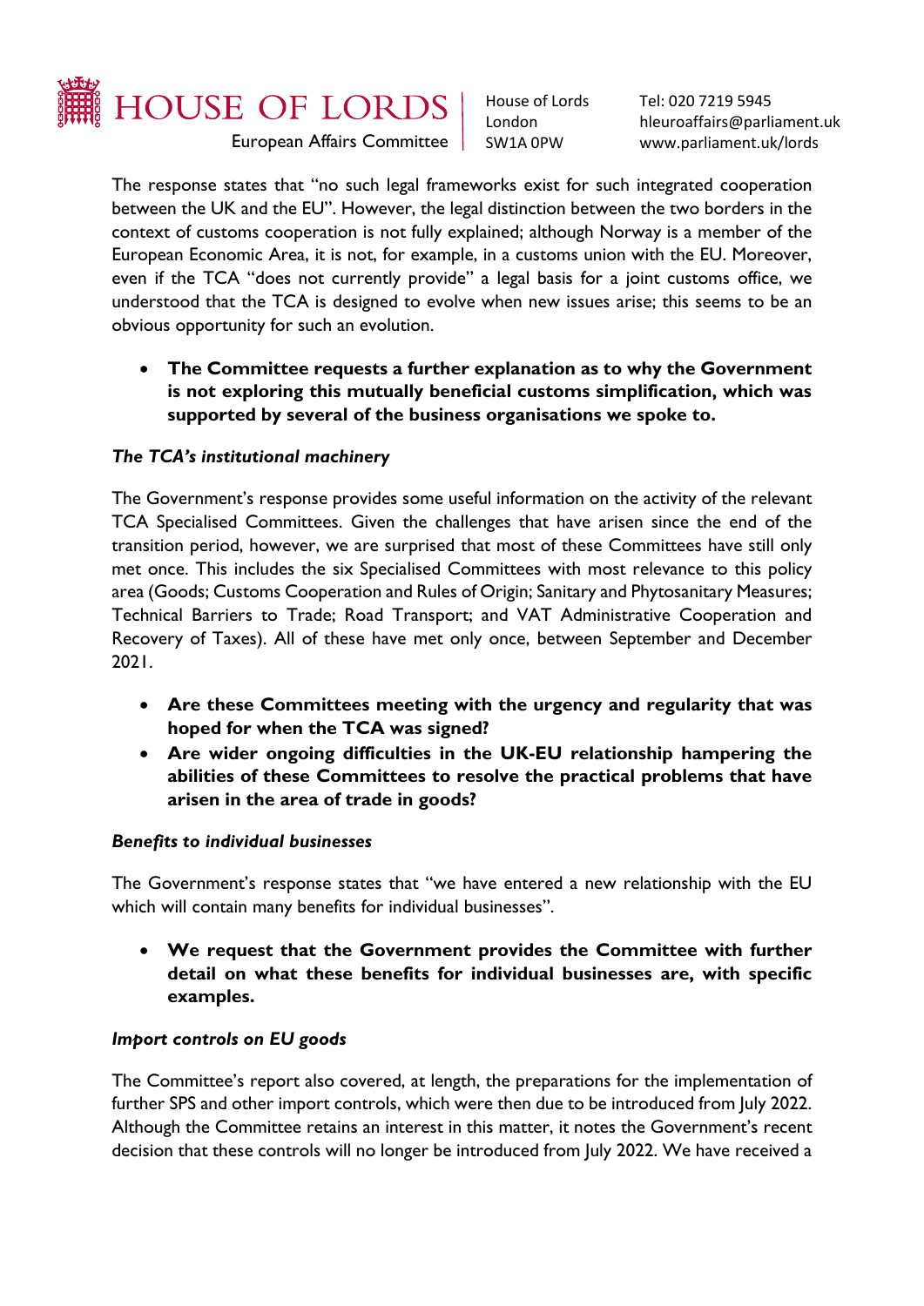The response states that "no such legal frameworks exist for such integrated cooperation between the UK and the EU". However, the legal distinction between the two borders in the context of customs cooperation is not fully explained; although Norway is a member of the European Economic Area, it is not, for example, in a customs union with the EU. Moreover, even if the TCA "does not currently provide" a legal basis for a joint customs office, we understood that the TCA is designed to evolve when new issues arise; this seems to be an obvious opportunity for such an evolution.

- **The Committee requests a further explanation as to why the Government is not exploring this mutually beneficial customs simplification, which was supported by several of the business organisations we spoke to.**

***The TCA's institutional machinery***

The Government's response provides some useful information on the activity of the relevant TCA Specialised Committees. Given the challenges that have arisen since the end of the transition period, however, we are surprised that most of these Committees have still only met once. This includes the six Specialised Committees with most relevance to this policy area (Goods; Customs Cooperation and Rules of Origin; Sanitary and Phytosanitary Measures; Technical Barriers to Trade; Road Transport; and VAT Administrative Cooperation and Recovery of Taxes). All of these have met only once, between September and December 2021.

- **Are these Committees meeting with the urgency and regularity that was hoped for when the TCA was signed?**
- **Are wider ongoing difficulties in the UK-EU relationship hampering the abilities of these Committees to resolve the practical problems that have arisen in the area of trade in goods?**

***Benefits to individual businesses***

The Government's response states that "we have entered a new relationship with the EU which will contain many benefits for individual businesses".

- **We request that the Government provides the Committee with further detail on what these benefits for individual businesses are, with specific examples.**

***Import controls on EU goods***

The Committee's report also covered, at length, the preparations for the implementation of further SPS and other import controls, which were then due to be introduced from July 2022. Although the Committee retains an interest in this matter, it notes the Government's recent decision that these controls will no longer be introduced from July 2022. We have received a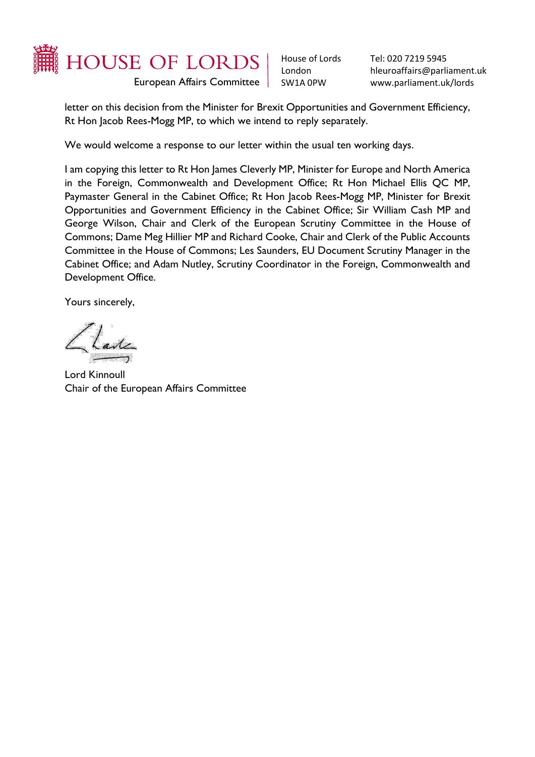letter on this decision from the Minister for Brexit Opportunities and Government Efficiency, Rt Hon Jacob Rees-Mogg MP, to which we intend to reply separately.

We would welcome a response to our letter within the usual ten working days.

I am copying this letter to Rt Hon James Cleverly MP, Minister for Europe and North America in the Foreign, Commonwealth and Development Office; Rt Hon Michael Ellis QC MP, Paymaster General in the Cabinet Office; Rt Hon Jacob Rees-Mogg MP, Minister for Brexit Opportunities and Government Efficiency in the Cabinet Office; Sir William Cash MP and George Wilson, Chair and Clerk of the European Scrutiny Committee in the House of Commons; Dame Meg Hillier MP and Richard Cooke, Chair and Clerk of the Public Accounts Committee in the House of Commons; Les Saunders, EU Document Scrutiny Manager in the Cabinet Office; and Adam Nutley, Scrutiny Coordinator in the Foreign, Commonwealth and Development Office.

Yours sincerely,

Lord Kinnoull
Chair of the European Affairs Committee